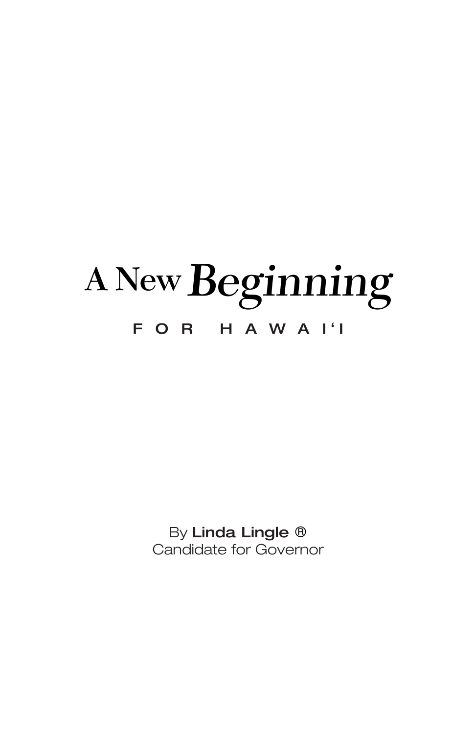# A New *Beginning*

## FOR HAWAI'I

By **Linda Lingle** ®
Candidate for Governor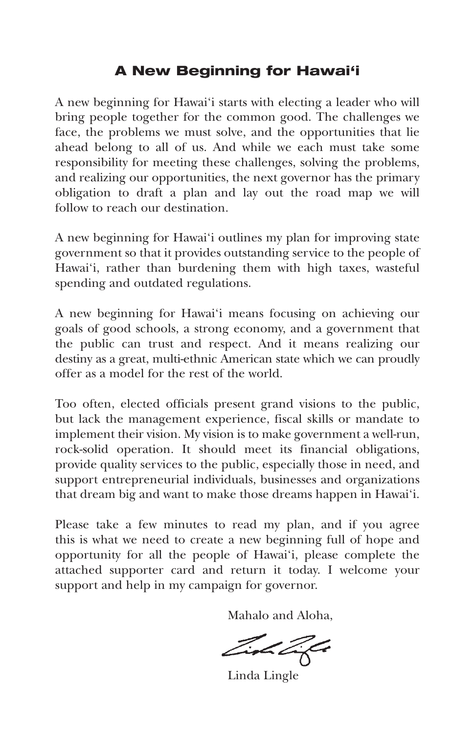# A New Beginning for Hawai‘i

A new beginning for Hawai‘i starts with electing a leader who will bring people together for the common good. The challenges we face, the problems we must solve, and the opportunities that lie ahead belong to all of us. And while we each must take some responsibility for meeting these challenges, solving the problems, and realizing our opportunities, the next governor has the primary obligation to draft a plan and lay out the road map we will follow to reach our destination.

A new beginning for Hawai‘i outlines my plan for improving state government so that it provides outstanding service to the people of Hawai‘i, rather than burdening them with high taxes, wasteful spending and outdated regulations.

A new beginning for Hawai‘i means focusing on achieving our goals of good schools, a strong economy, and a government that the public can trust and respect. And it means realizing our destiny as a great, multi-ethnic American state which we can proudly offer as a model for the rest of the world.

Too often, elected officials present grand visions to the public, but lack the management experience, fiscal skills or mandate to implement their vision. My vision is to make government a well-run, rock-solid operation. It should meet its financial obligations, provide quality services to the public, especially those in need, and support entrepreneurial individuals, businesses and organizations that dream big and want to make those dreams happen in Hawai‘i.

Please take a few minutes to read my plan, and if you agree this is what we need to create a new beginning full of hope and opportunity for all the people of Hawai‘i, please complete the attached supporter card and return it today. I welcome your support and help in my campaign for governor.

Mahalo and Aloha,

Linda Lingle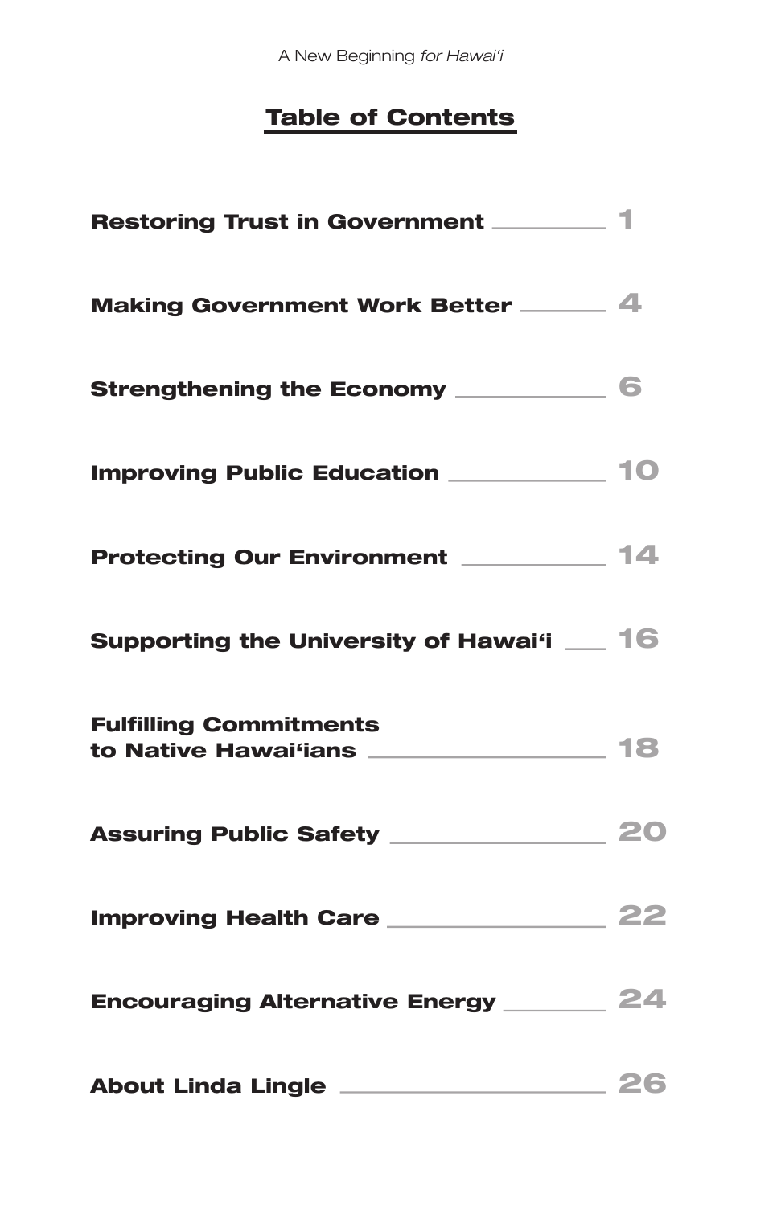## Table of Contents

| | |
|---|---|
| **Restoring Trust in Government** | 1 |
| **Making Government Work Better** | 4 |
| **Strengthening the Economy** | 6 |
| **Improving Public Education** | 10 |
| **Protecting Our Environment** | 14 |
| **Supporting the University of Hawai'i** | 16 |
| **Fulfilling Commitments to Native Hawai'ians** | 18 |
| **Assuring Public Safety** | 20 |
| **Improving Health Care** | 22 |
| **Encouraging Alternative Energy** | 24 |
| **About Linda Lingle** | 26 |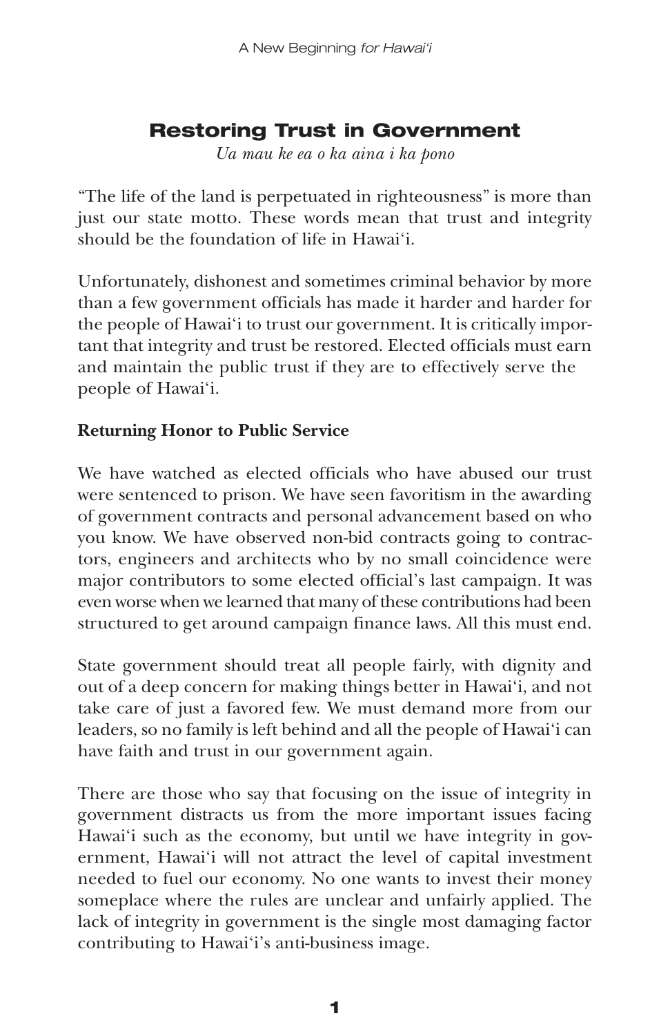## Restoring Trust in Government

*Ua mau ke ea o ka aina i ka pono*

"The life of the land is perpetuated in righteousness" is more than just our state motto. These words mean that trust and integrity should be the foundation of life in Hawai'i.

Unfortunately, dishonest and sometimes criminal behavior by more than a few government officials has made it harder and harder for the people of Hawai'i to trust our government. It is critically important that integrity and trust be restored. Elected officials must earn and maintain the public trust if they are to effectively serve the people of Hawai'i.

**Returning Honor to Public Service**

We have watched as elected officials who have abused our trust were sentenced to prison. We have seen favoritism in the awarding of government contracts and personal advancement based on who you know. We have observed non-bid contracts going to contractors, engineers and architects who by no small coincidence were major contributors to some elected official's last campaign. It was even worse when we learned that many of these contributions had been structured to get around campaign finance laws. All this must end.

State government should treat all people fairly, with dignity and out of a deep concern for making things better in Hawai'i, and not take care of just a favored few. We must demand more from our leaders, so no family is left behind and all the people of Hawai'i can have faith and trust in our government again.

There are those who say that focusing on the issue of integrity in government distracts us from the more important issues facing Hawai'i such as the economy, but until we have integrity in government, Hawai'i will not attract the level of capital investment needed to fuel our economy. No one wants to invest their money someplace where the rules are unclear and unfairly applied. The lack of integrity in government is the single most damaging factor contributing to Hawai'i's anti-business image.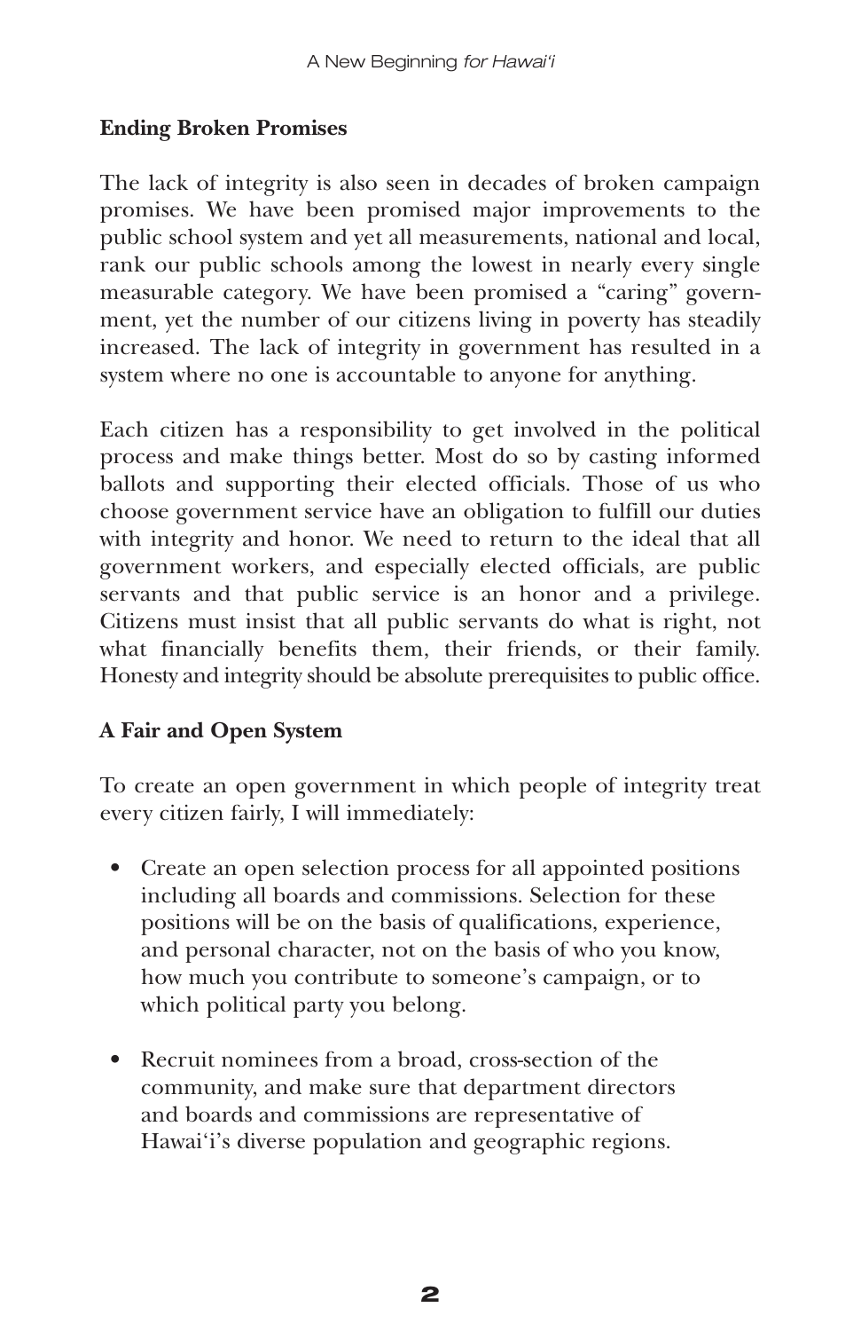**Ending Broken Promises**

The lack of integrity is also seen in decades of broken campaign promises. We have been promised major improvements to the public school system and yet all measurements, national and local, rank our public schools among the lowest in nearly every single measurable category. We have been promised a "caring" government, yet the number of our citizens living in poverty has steadily increased. The lack of integrity in government has resulted in a system where no one is accountable to anyone for anything.

Each citizen has a responsibility to get involved in the political process and make things better. Most do so by casting informed ballots and supporting their elected officials. Those of us who choose government service have an obligation to fulfill our duties with integrity and honor. We need to return to the ideal that all government workers, and especially elected officials, are public servants and that public service is an honor and a privilege. Citizens must insist that all public servants do what is right, not what financially benefits them, their friends, or their family. Honesty and integrity should be absolute prerequisites to public office.

**A Fair and Open System**

To create an open government in which people of integrity treat every citizen fairly, I will immediately:

- Create an open selection process for all appointed positions including all boards and commissions. Selection for these positions will be on the basis of qualifications, experience, and personal character, not on the basis of who you know, how much you contribute to someone's campaign, or to which political party you belong.

- Recruit nominees from a broad, cross-section of the community, and make sure that department directors and boards and commissions are representative of Hawai'i's diverse population and geographic regions.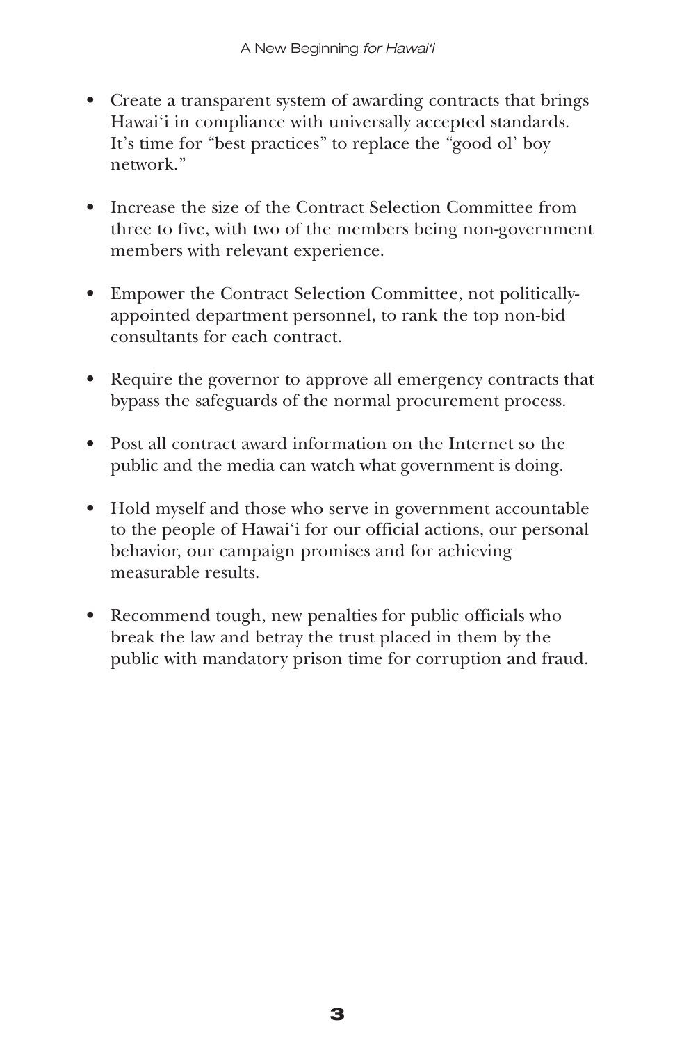- Create a transparent system of awarding contracts that brings Hawai'i in compliance with universally accepted standards. It's time for "best practices" to replace the "good ol' boy network."

- Increase the size of the Contract Selection Committee from three to five, with two of the members being non-government members with relevant experience.

- Empower the Contract Selection Committee, not politically-appointed department personnel, to rank the top non-bid consultants for each contract.

- Require the governor to approve all emergency contracts that bypass the safeguards of the normal procurement process.

- Post all contract award information on the Internet so the public and the media can watch what government is doing.

- Hold myself and those who serve in government accountable to the people of Hawai'i for our official actions, our personal behavior, our campaign promises and for achieving measurable results.

- Recommend tough, new penalties for public officials who break the law and betray the trust placed in them by the public with mandatory prison time for corruption and fraud.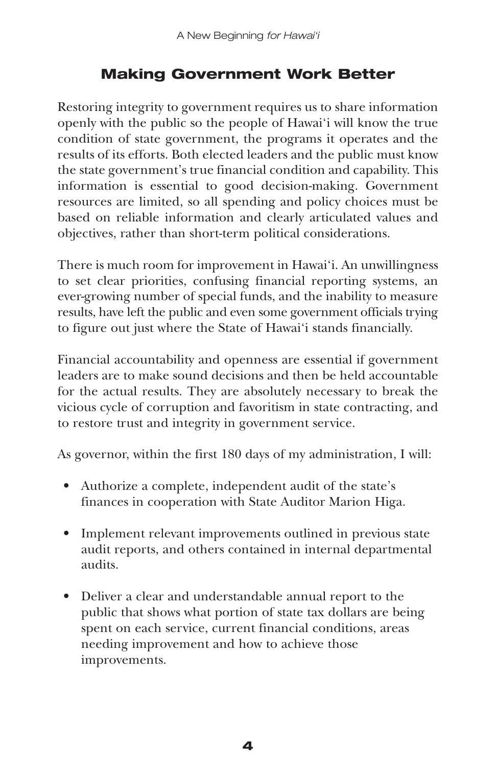## Making Government Work Better

Restoring integrity to government requires us to share information openly with the public so the people of Hawai'i will know the true condition of state government, the programs it operates and the results of its efforts. Both elected leaders and the public must know the state government's true financial condition and capability. This information is essential to good decision-making. Government resources are limited, so all spending and policy choices must be based on reliable information and clearly articulated values and objectives, rather than short-term political considerations.

There is much room for improvement in Hawai'i. An unwillingness to set clear priorities, confusing financial reporting systems, an ever-growing number of special funds, and the inability to measure results, have left the public and even some government officials trying to figure out just where the State of Hawai'i stands financially.

Financial accountability and openness are essential if government leaders are to make sound decisions and then be held accountable for the actual results. They are absolutely necessary to break the vicious cycle of corruption and favoritism in state contracting, and to restore trust and integrity in government service.

As governor, within the first 180 days of my administration, I will:

- Authorize a complete, independent audit of the state's finances in cooperation with State Auditor Marion Higa.
- Implement relevant improvements outlined in previous state audit reports, and others contained in internal departmental audits.
- Deliver a clear and understandable annual report to the public that shows what portion of state tax dollars are being spent on each service, current financial conditions, areas needing improvement and how to achieve those improvements.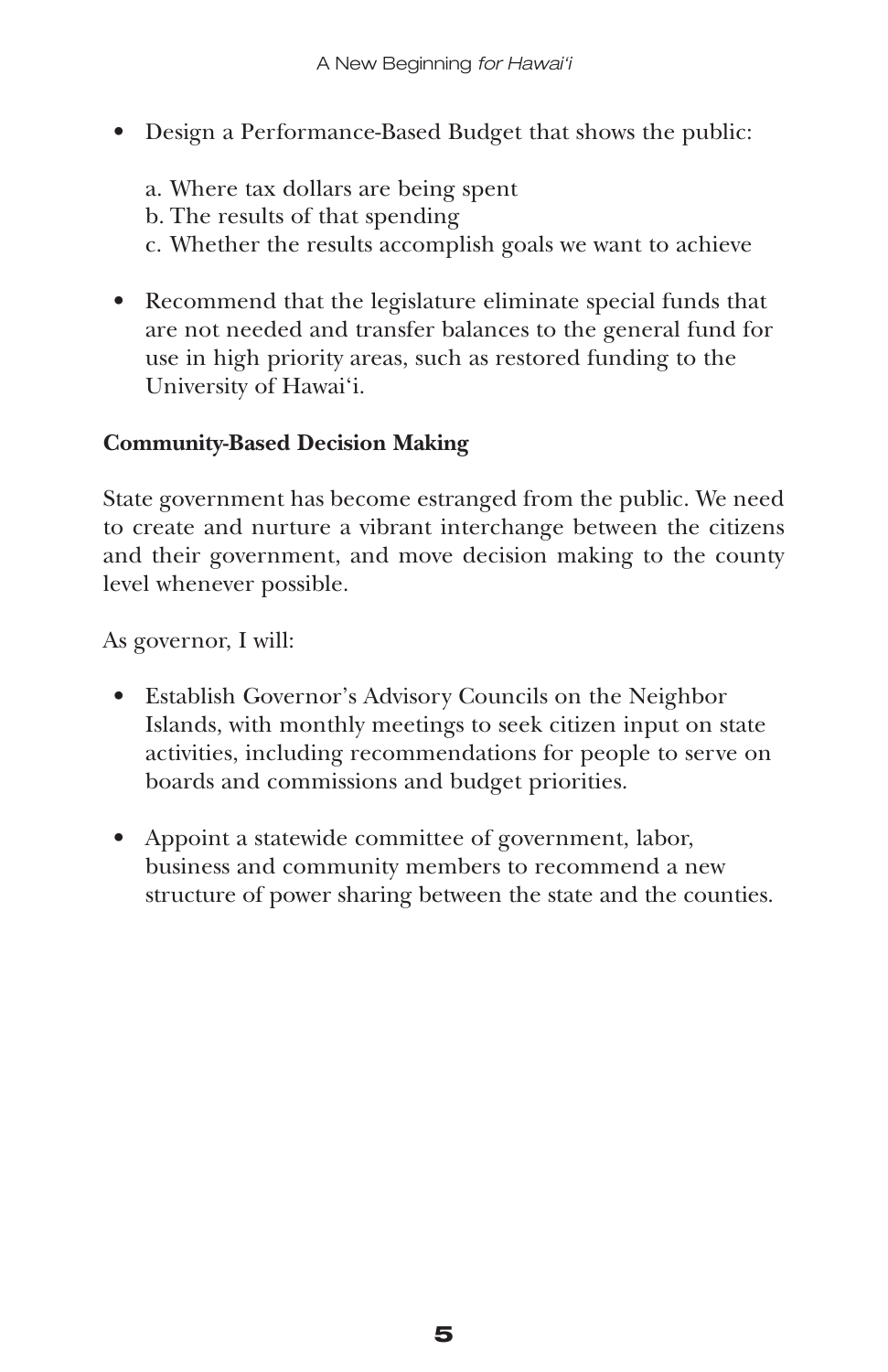- Design a Performance-Based Budget that shows the public:

  a. Where tax dollars are being spent
  b. The results of that spending
  c. Whether the results accomplish goals we want to achieve

- Recommend that the legislature eliminate special funds that are not needed and transfer balances to the general fund for use in high priority areas, such as restored funding to the University of Hawai'i.

**Community-Based Decision Making**

State government has become estranged from the public. We need to create and nurture a vibrant interchange between the citizens and their government, and move decision making to the county level whenever possible.

As governor, I will:

- Establish Governor's Advisory Councils on the Neighbor Islands, with monthly meetings to seek citizen input on state activities, including recommendations for people to serve on boards and commissions and budget priorities.

- Appoint a statewide committee of government, labor, business and community members to recommend a new structure of power sharing between the state and the counties.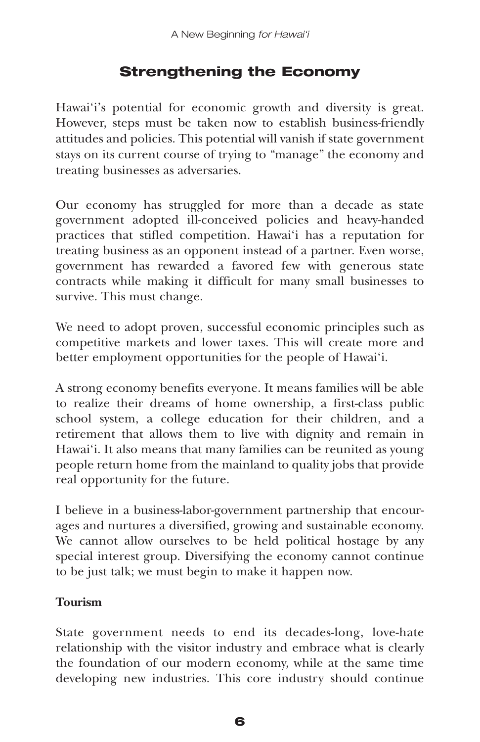## Strengthening the Economy

Hawai'i's potential for economic growth and diversity is great. However, steps must be taken now to establish business-friendly attitudes and policies. This potential will vanish if state government stays on its current course of trying to "manage" the economy and treating businesses as adversaries.

Our economy has struggled for more than a decade as state government adopted ill-conceived policies and heavy-handed practices that stifled competition. Hawai'i has a reputation for treating business as an opponent instead of a partner. Even worse, government has rewarded a favored few with generous state contracts while making it difficult for many small businesses to survive. This must change.

We need to adopt proven, successful economic principles such as competitive markets and lower taxes. This will create more and better employment opportunities for the people of Hawai'i.

A strong economy benefits everyone. It means families will be able to realize their dreams of home ownership, a first-class public school system, a college education for their children, and a retirement that allows them to live with dignity and remain in Hawai'i. It also means that many families can be reunited as young people return home from the mainland to quality jobs that provide real opportunity for the future.

I believe in a business-labor-government partnership that encourages and nurtures a diversified, growing and sustainable economy. We cannot allow ourselves to be held political hostage by any special interest group. Diversifying the economy cannot continue to be just talk; we must begin to make it happen now.

**Tourism**

State government needs to end its decades-long, love-hate relationship with the visitor industry and embrace what is clearly the foundation of our modern economy, while at the same time developing new industries. This core industry should continue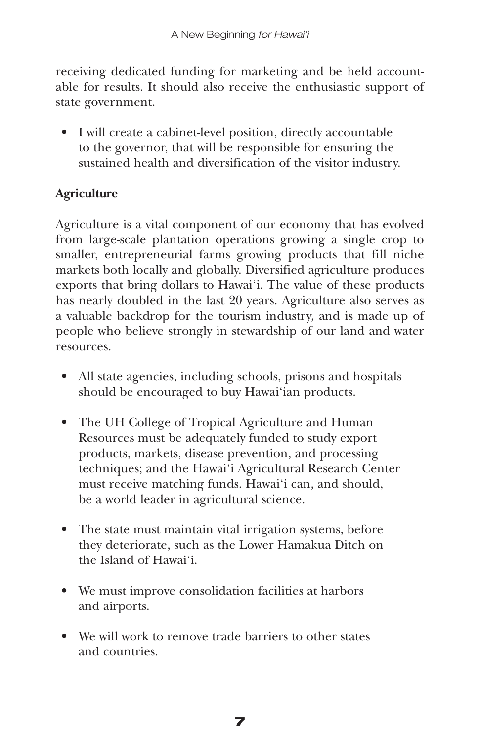receiving dedicated funding for marketing and be held accountable for results. It should also receive the enthusiastic support of state government.

- I will create a cabinet-level position, directly accountable to the governor, that will be responsible for ensuring the sustained health and diversification of the visitor industry.

**Agriculture**

Agriculture is a vital component of our economy that has evolved from large-scale plantation operations growing a single crop to smaller, entrepreneurial farms growing products that fill niche markets both locally and globally. Diversified agriculture produces exports that bring dollars to Hawaiʻi. The value of these products has nearly doubled in the last 20 years. Agriculture also serves as a valuable backdrop for the tourism industry, and is made up of people who believe strongly in stewardship of our land and water resources.

- All state agencies, including schools, prisons and hospitals should be encouraged to buy Hawaiʻian products.

- The UH College of Tropical Agriculture and Human Resources must be adequately funded to study export products, markets, disease prevention, and processing techniques; and the Hawaiʻi Agricultural Research Center must receive matching funds. Hawaiʻi can, and should, be a world leader in agricultural science.

- The state must maintain vital irrigation systems, before they deteriorate, such as the Lower Hamakua Ditch on the Island of Hawaiʻi.

- We must improve consolidation facilities at harbors and airports.

- We will work to remove trade barriers to other states and countries.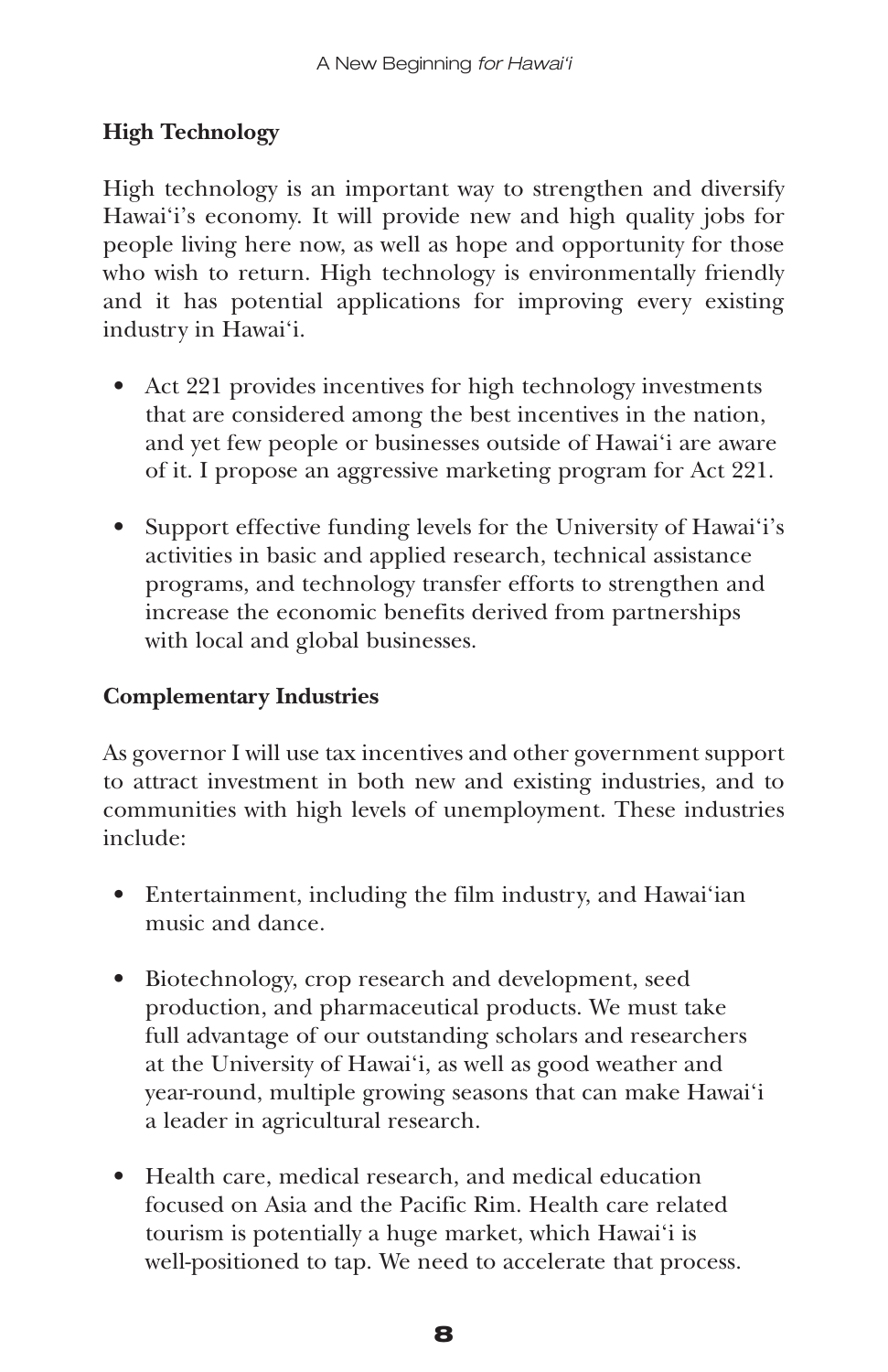**High Technology**

High technology is an important way to strengthen and diversify Hawai'i's economy. It will provide new and high quality jobs for people living here now, as well as hope and opportunity for those who wish to return. High technology is environmentally friendly and it has potential applications for improving every existing industry in Hawai'i.

- Act 221 provides incentives for high technology investments that are considered among the best incentives in the nation, and yet few people or businesses outside of Hawai'i are aware of it. I propose an aggressive marketing program for Act 221.

- Support effective funding levels for the University of Hawai'i's activities in basic and applied research, technical assistance programs, and technology transfer efforts to strengthen and increase the economic benefits derived from partnerships with local and global businesses.

**Complementary Industries**

As governor I will use tax incentives and other government support to attract investment in both new and existing industries, and to communities with high levels of unemployment. These industries include:

- Entertainment, including the film industry, and Hawai'ian music and dance.

- Biotechnology, crop research and development, seed production, and pharmaceutical products. We must take full advantage of our outstanding scholars and researchers at the University of Hawai'i, as well as good weather and year-round, multiple growing seasons that can make Hawai'i a leader in agricultural research.

- Health care, medical research, and medical education focused on Asia and the Pacific Rim. Health care related tourism is potentially a huge market, which Hawai'i is well-positioned to tap. We need to accelerate that process.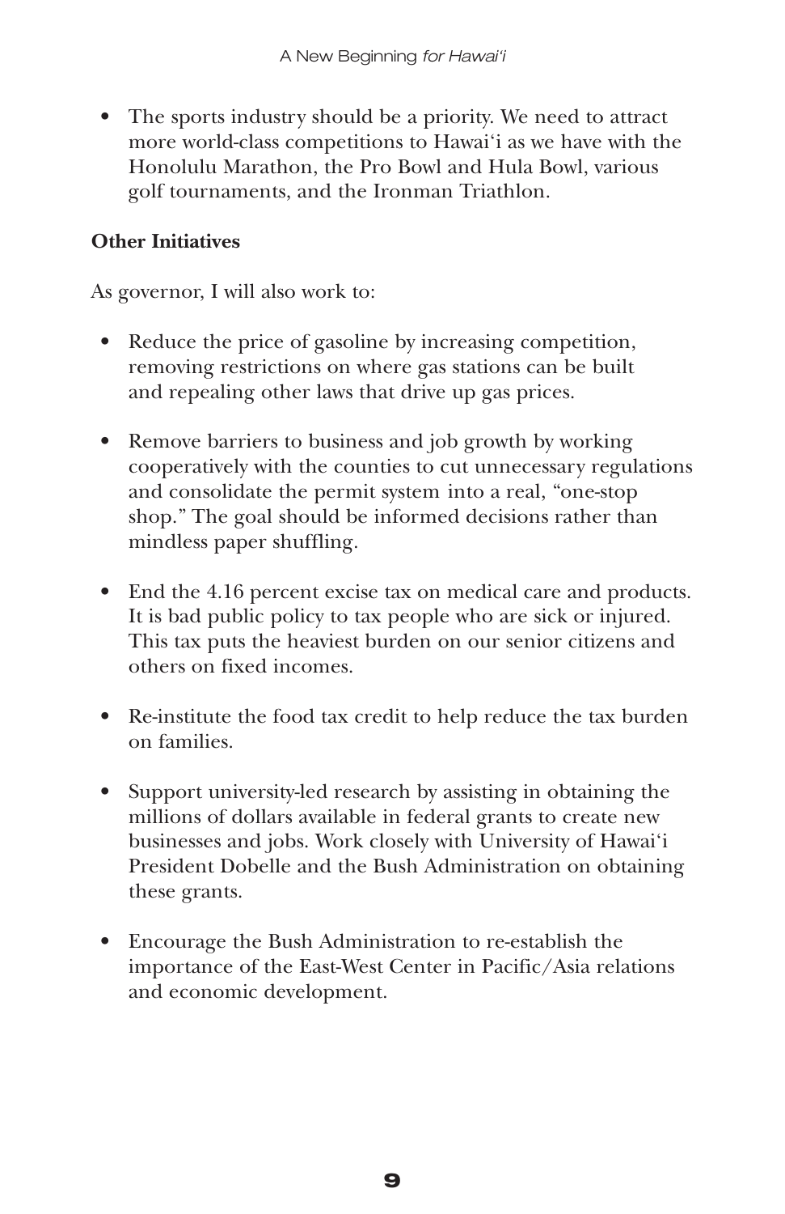- The sports industry should be a priority. We need to attract more world-class competitions to Hawai'i as we have with the Honolulu Marathon, the Pro Bowl and Hula Bowl, various golf tournaments, and the Ironman Triathlon.

**Other Initiatives**

As governor, I will also work to:

- Reduce the price of gasoline by increasing competition, removing restrictions on where gas stations can be built and repealing other laws that drive up gas prices.

- Remove barriers to business and job growth by working cooperatively with the counties to cut unnecessary regulations and consolidate the permit system into a real, "one-stop shop." The goal should be informed decisions rather than mindless paper shuffling.

- End the 4.16 percent excise tax on medical care and products. It is bad public policy to tax people who are sick or injured. This tax puts the heaviest burden on our senior citizens and others on fixed incomes.

- Re-institute the food tax credit to help reduce the tax burden on families.

- Support university-led research by assisting in obtaining the millions of dollars available in federal grants to create new businesses and jobs. Work closely with University of Hawai'i President Dobelle and the Bush Administration on obtaining these grants.

- Encourage the Bush Administration to re-establish the importance of the East-West Center in Pacific/Asia relations and economic development.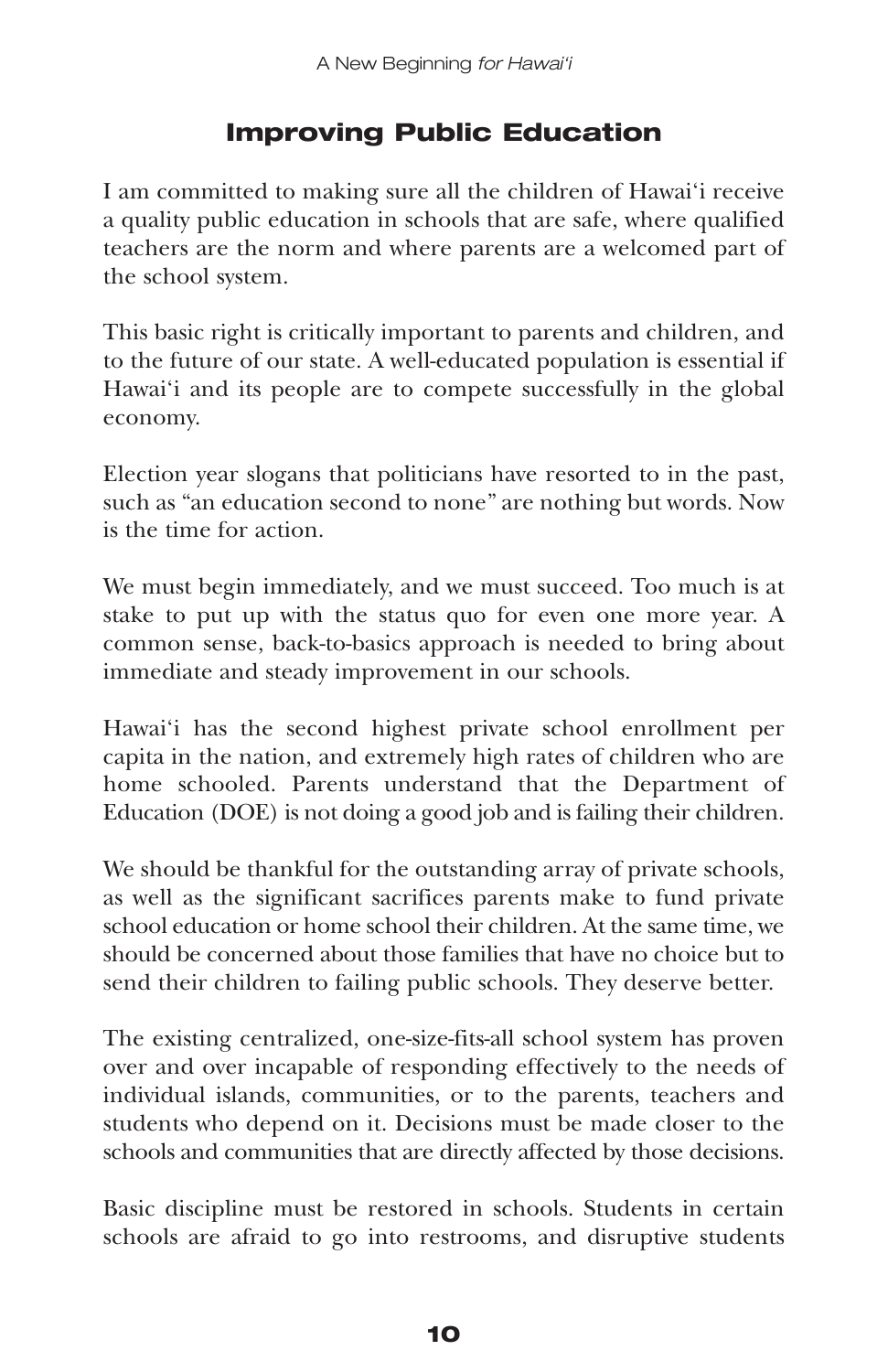## Improving Public Education

I am committed to making sure all the children of Hawai‘i receive a quality public education in schools that are safe, where qualified teachers are the norm and where parents are a welcomed part of the school system.

This basic right is critically important to parents and children, and to the future of our state. A well-educated population is essential if Hawai‘i and its people are to compete successfully in the global economy.

Election year slogans that politicians have resorted to in the past, such as “an education second to none” are nothing but words. Now is the time for action.

We must begin immediately, and we must succeed. Too much is at stake to put up with the status quo for even one more year. A common sense, back-to-basics approach is needed to bring about immediate and steady improvement in our schools.

Hawai‘i has the second highest private school enrollment per capita in the nation, and extremely high rates of children who are home schooled. Parents understand that the Department of Education (DOE) is not doing a good job and is failing their children.

We should be thankful for the outstanding array of private schools, as well as the significant sacrifices parents make to fund private school education or home school their children. At the same time, we should be concerned about those families that have no choice but to send their children to failing public schools. They deserve better.

The existing centralized, one-size-fits-all school system has proven over and over incapable of responding effectively to the needs of individual islands, communities, or to the parents, teachers and students who depend on it. Decisions must be made closer to the schools and communities that are directly affected by those decisions.

Basic discipline must be restored in schools. Students in certain schools are afraid to go into restrooms, and disruptive students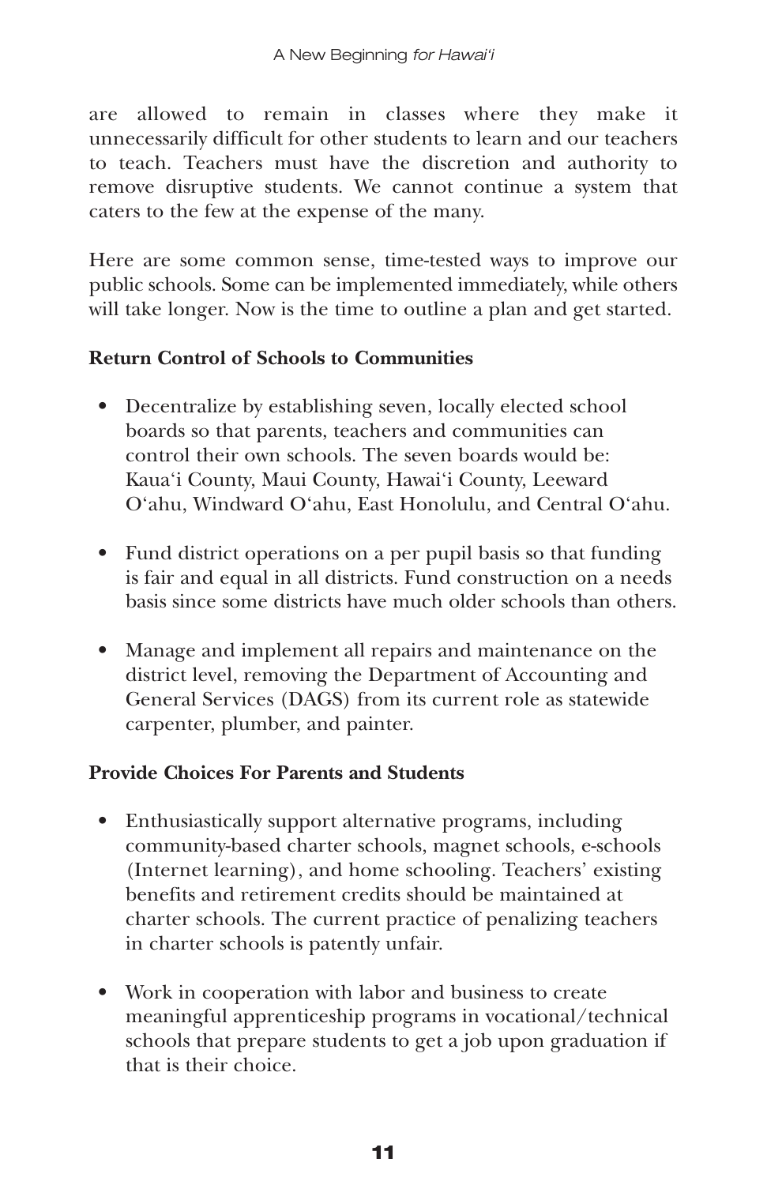are allowed to remain in classes where they make it unnecessarily difficult for other students to learn and our teachers to teach. Teachers must have the discretion and authority to remove disruptive students. We cannot continue a system that caters to the few at the expense of the many.

Here are some common sense, time-tested ways to improve our public schools. Some can be implemented immediately, while others will take longer. Now is the time to outline a plan and get started.

**Return Control of Schools to Communities**

- Decentralize by establishing seven, locally elected school boards so that parents, teachers and communities can control their own schools. The seven boards would be: Kaua'i County, Maui County, Hawai'i County, Leeward O'ahu, Windward O'ahu, East Honolulu, and Central O'ahu.
- Fund district operations on a per pupil basis so that funding is fair and equal in all districts. Fund construction on a needs basis since some districts have much older schools than others.
- Manage and implement all repairs and maintenance on the district level, removing the Department of Accounting and General Services (DAGS) from its current role as statewide carpenter, plumber, and painter.

**Provide Choices For Parents and Students**

- Enthusiastically support alternative programs, including community-based charter schools, magnet schools, e-schools (Internet learning), and home schooling. Teachers' existing benefits and retirement credits should be maintained at charter schools. The current practice of penalizing teachers in charter schools is patently unfair.
- Work in cooperation with labor and business to create meaningful apprenticeship programs in vocational/technical schools that prepare students to get a job upon graduation if that is their choice.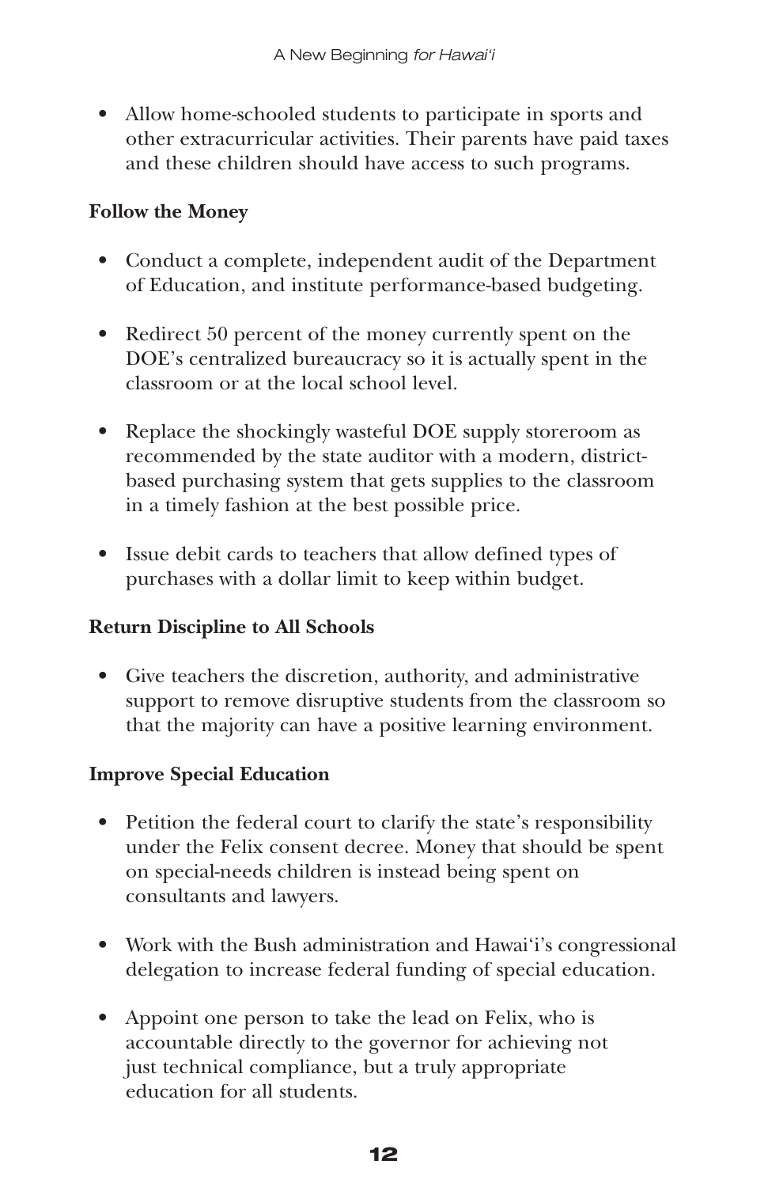- Allow home-schooled students to participate in sports and other extracurricular activities. Their parents have paid taxes and these children should have access to such programs.

**Follow the Money**

- Conduct a complete, independent audit of the Department of Education, and institute performance-based budgeting.

- Redirect 50 percent of the money currently spent on the DOE's centralized bureaucracy so it is actually spent in the classroom or at the local school level.

- Replace the shockingly wasteful DOE supply storeroom as recommended by the state auditor with a modern, district-based purchasing system that gets supplies to the classroom in a timely fashion at the best possible price.

- Issue debit cards to teachers that allow defined types of purchases with a dollar limit to keep within budget.

**Return Discipline to All Schools**

- Give teachers the discretion, authority, and administrative support to remove disruptive students from the classroom so that the majority can have a positive learning environment.

**Improve Special Education**

- Petition the federal court to clarify the state's responsibility under the Felix consent decree. Money that should be spent on special-needs children is instead being spent on consultants and lawyers.

- Work with the Bush administration and Hawai'i's congressional delegation to increase federal funding of special education.

- Appoint one person to take the lead on Felix, who is accountable directly to the governor for achieving not just technical compliance, but a truly appropriate education for all students.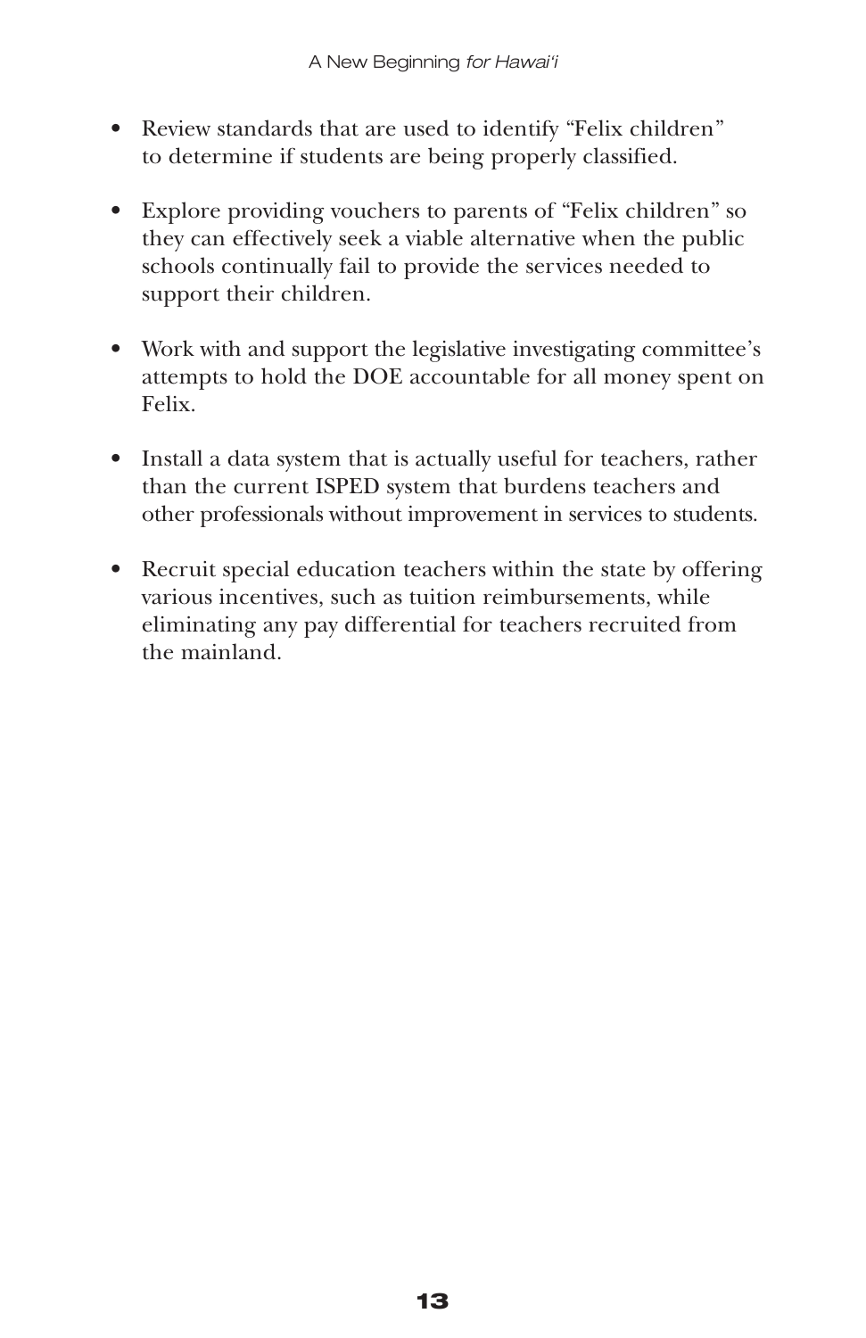- Review standards that are used to identify "Felix children" to determine if students are being properly classified.

- Explore providing vouchers to parents of "Felix children" so they can effectively seek a viable alternative when the public schools continually fail to provide the services needed to support their children.

- Work with and support the legislative investigating committee's attempts to hold the DOE accountable for all money spent on Felix.

- Install a data system that is actually useful for teachers, rather than the current ISPED system that burdens teachers and other professionals without improvement in services to students.

- Recruit special education teachers within the state by offering various incentives, such as tuition reimbursements, while eliminating any pay differential for teachers recruited from the mainland.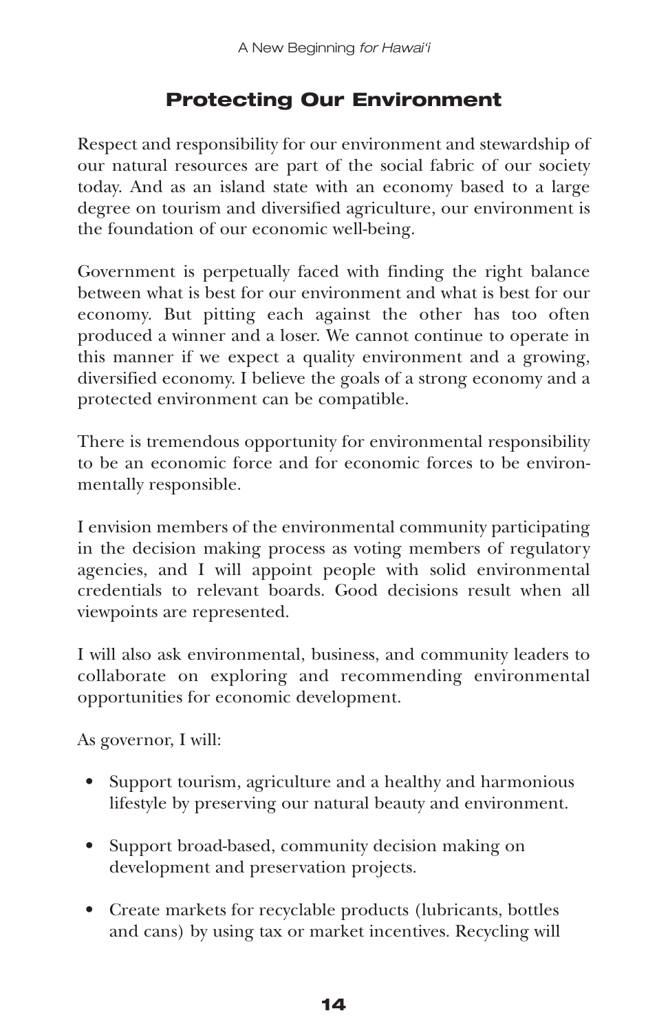## Protecting Our Environment

Respect and responsibility for our environment and stewardship of our natural resources are part of the social fabric of our society today. And as an island state with an economy based to a large degree on tourism and diversified agriculture, our environment is the foundation of our economic well-being.

Government is perpetually faced with finding the right balance between what is best for our environment and what is best for our economy. But pitting each against the other has too often produced a winner and a loser. We cannot continue to operate in this manner if we expect a quality environment and a growing, diversified economy. I believe the goals of a strong economy and a protected environment can be compatible.

There is tremendous opportunity for environmental responsibility to be an economic force and for economic forces to be environmentally responsible.

I envision members of the environmental community participating in the decision making process as voting members of regulatory agencies, and I will appoint people with solid environmental credentials to relevant boards. Good decisions result when all viewpoints are represented.

I will also ask environmental, business, and community leaders to collaborate on exploring and recommending environmental opportunities for economic development.

As governor, I will:

- Support tourism, agriculture and a healthy and harmonious lifestyle by preserving our natural beauty and environment.
- Support broad-based, community decision making on development and preservation projects.
- Create markets for recyclable products (lubricants, bottles and cans) by using tax or market incentives. Recycling will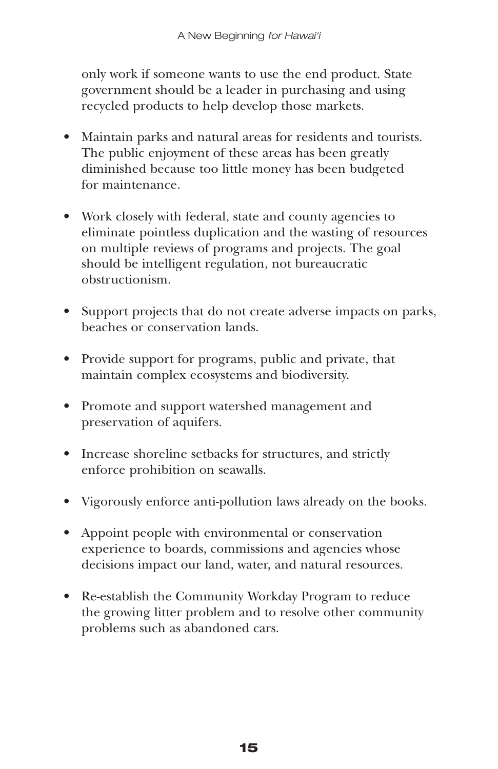only work if someone wants to use the end product. State government should be a leader in purchasing and using recycled products to help develop those markets.

- Maintain parks and natural areas for residents and tourists. The public enjoyment of these areas has been greatly diminished because too little money has been budgeted for maintenance.
- Work closely with federal, state and county agencies to eliminate pointless duplication and the wasting of resources on multiple reviews of programs and projects. The goal should be intelligent regulation, not bureaucratic obstructionism.
- Support projects that do not create adverse impacts on parks, beaches or conservation lands.
- Provide support for programs, public and private, that maintain complex ecosystems and biodiversity.
- Promote and support watershed management and preservation of aquifers.
- Increase shoreline setbacks for structures, and strictly enforce prohibition on seawalls.
- Vigorously enforce anti-pollution laws already on the books.
- Appoint people with environmental or conservation experience to boards, commissions and agencies whose decisions impact our land, water, and natural resources.
- Re-establish the Community Workday Program to reduce the growing litter problem and to resolve other community problems such as abandoned cars.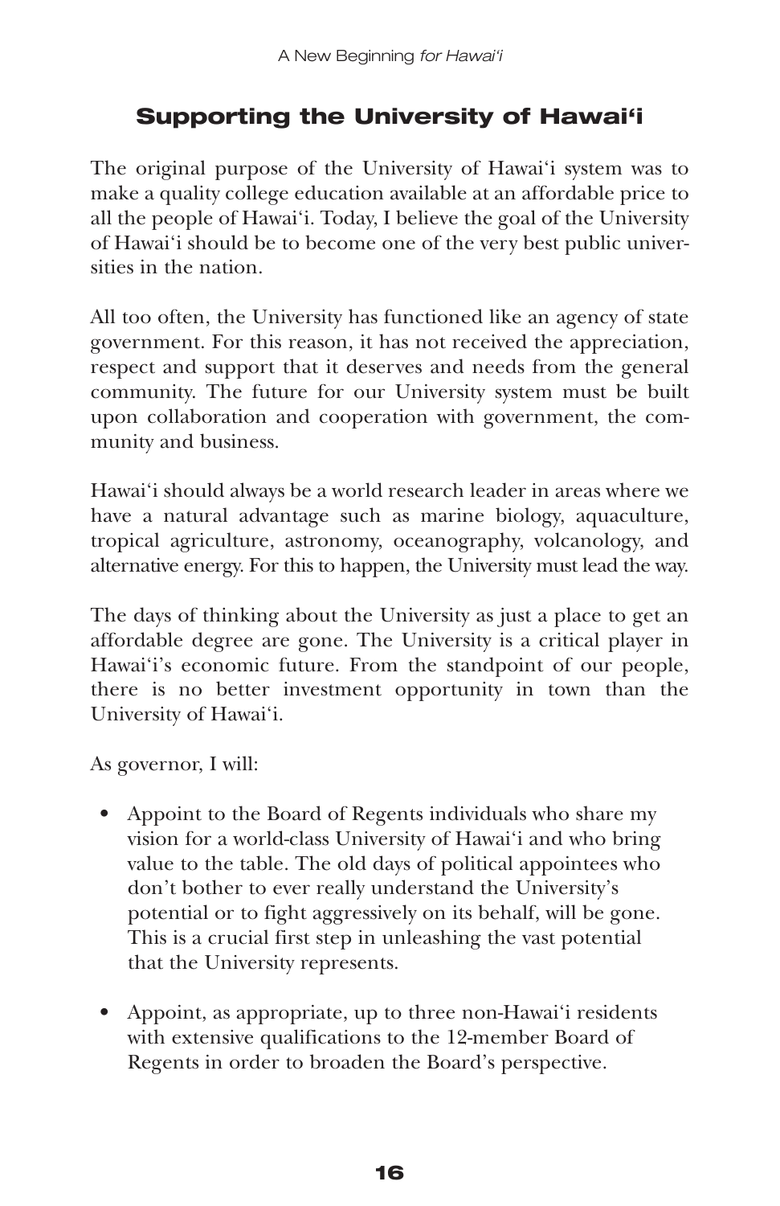## Supporting the University of Hawai‘i

The original purpose of the University of Hawai‘i system was to make a quality college education available at an affordable price to all the people of Hawai‘i. Today, I believe the goal of the University of Hawai‘i should be to become one of the very best public universities in the nation.

All too often, the University has functioned like an agency of state government. For this reason, it has not received the appreciation, respect and support that it deserves and needs from the general community. The future for our University system must be built upon collaboration and cooperation with government, the community and business.

Hawai‘i should always be a world research leader in areas where we have a natural advantage such as marine biology, aquaculture, tropical agriculture, astronomy, oceanography, volcanology, and alternative energy. For this to happen, the University must lead the way.

The days of thinking about the University as just a place to get an affordable degree are gone. The University is a critical player in Hawai‘i's economic future. From the standpoint of our people, there is no better investment opportunity in town than the University of Hawai‘i.

As governor, I will:

- Appoint to the Board of Regents individuals who share my vision for a world-class University of Hawai‘i and who bring value to the table. The old days of political appointees who don't bother to ever really understand the University's potential or to fight aggressively on its behalf, will be gone. This is a crucial first step in unleashing the vast potential that the University represents.

- Appoint, as appropriate, up to three non-Hawai‘i residents with extensive qualifications to the 12-member Board of Regents in order to broaden the Board's perspective.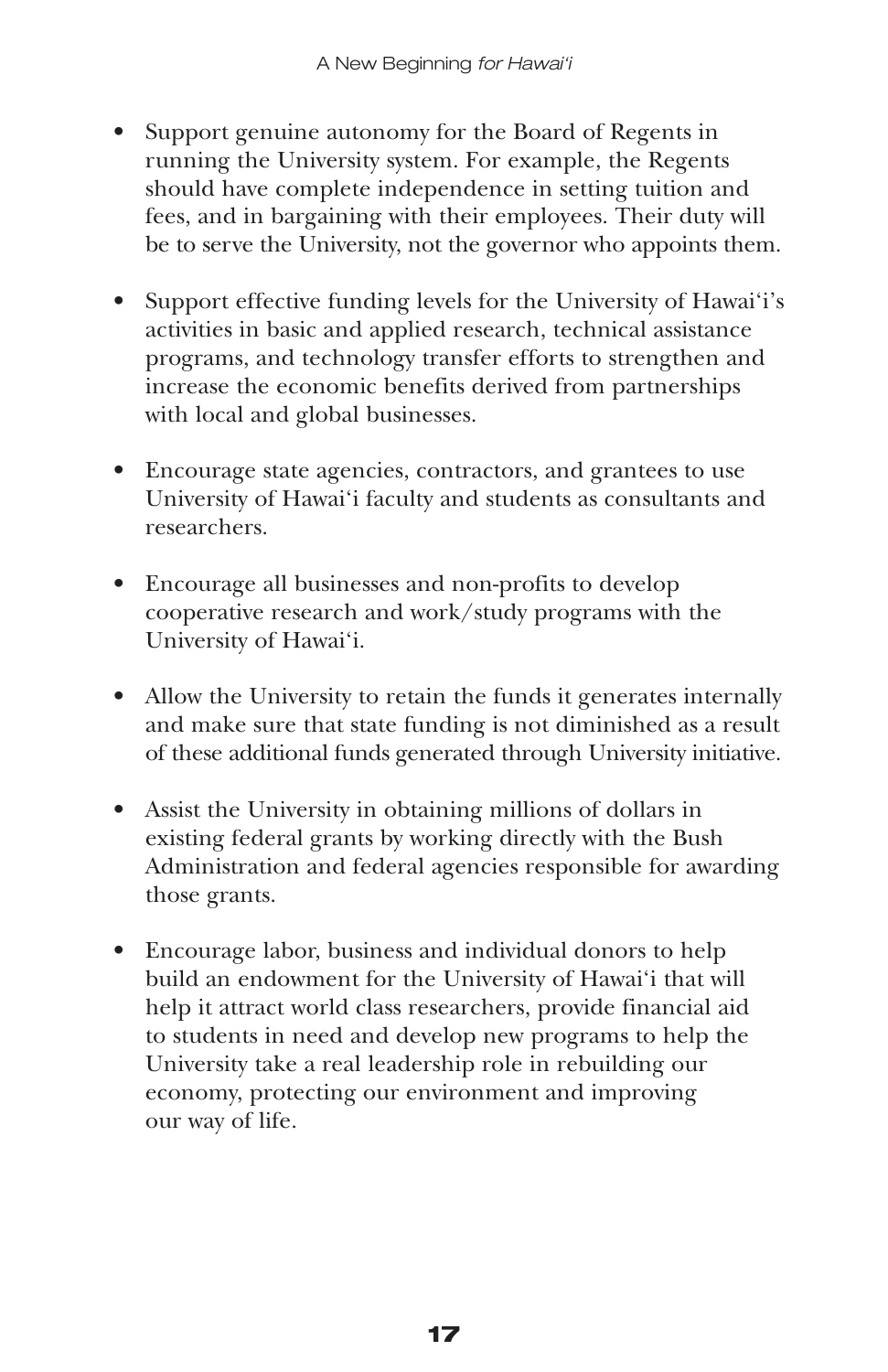- Support genuine autonomy for the Board of Regents in running the University system. For example, the Regents should have complete independence in setting tuition and fees, and in bargaining with their employees. Their duty will be to serve the University, not the governor who appoints them.

- Support effective funding levels for the University of Hawai'i's activities in basic and applied research, technical assistance programs, and technology transfer efforts to strengthen and increase the economic benefits derived from partnerships with local and global businesses.

- Encourage state agencies, contractors, and grantees to use University of Hawai'i faculty and students as consultants and researchers.

- Encourage all businesses and non-profits to develop cooperative research and work/study programs with the University of Hawai'i.

- Allow the University to retain the funds it generates internally and make sure that state funding is not diminished as a result of these additional funds generated through University initiative.

- Assist the University in obtaining millions of dollars in existing federal grants by working directly with the Bush Administration and federal agencies responsible for awarding those grants.

- Encourage labor, business and individual donors to help build an endowment for the University of Hawai'i that will help it attract world class researchers, provide financial aid to students in need and develop new programs to help the University take a real leadership role in rebuilding our economy, protecting our environment and improving our way of life.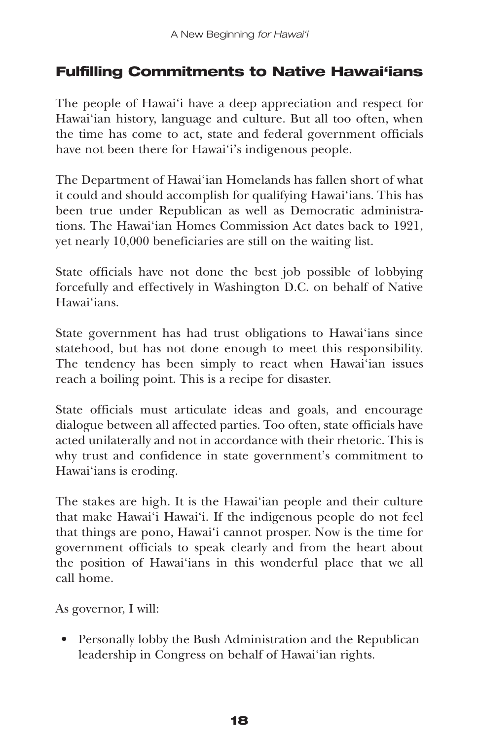## Fulfilling Commitments to Native Hawai‘ians

The people of Hawai‘i have a deep appreciation and respect for Hawai‘ian history, language and culture. But all too often, when the time has come to act, state and federal government officials have not been there for Hawai‘i’s indigenous people.

The Department of Hawai‘ian Homelands has fallen short of what it could and should accomplish for qualifying Hawai‘ians. This has been true under Republican as well as Democratic administrations. The Hawai‘ian Homes Commission Act dates back to 1921, yet nearly 10,000 beneficiaries are still on the waiting list.

State officials have not done the best job possible of lobbying forcefully and effectively in Washington D.C. on behalf of Native Hawai‘ians.

State government has had trust obligations to Hawai‘ians since statehood, but has not done enough to meet this responsibility. The tendency has been simply to react when Hawai‘ian issues reach a boiling point. This is a recipe for disaster.

State officials must articulate ideas and goals, and encourage dialogue between all affected parties. Too often, state officials have acted unilaterally and not in accordance with their rhetoric. This is why trust and confidence in state government’s commitment to Hawai‘ians is eroding.

The stakes are high. It is the Hawai‘ian people and their culture that make Hawai‘i Hawai‘i. If the indigenous people do not feel that things are pono, Hawai‘i cannot prosper. Now is the time for government officials to speak clearly and from the heart about the position of Hawai‘ians in this wonderful place that we all call home.

As governor, I will:

- Personally lobby the Bush Administration and the Republican leadership in Congress on behalf of Hawai‘ian rights.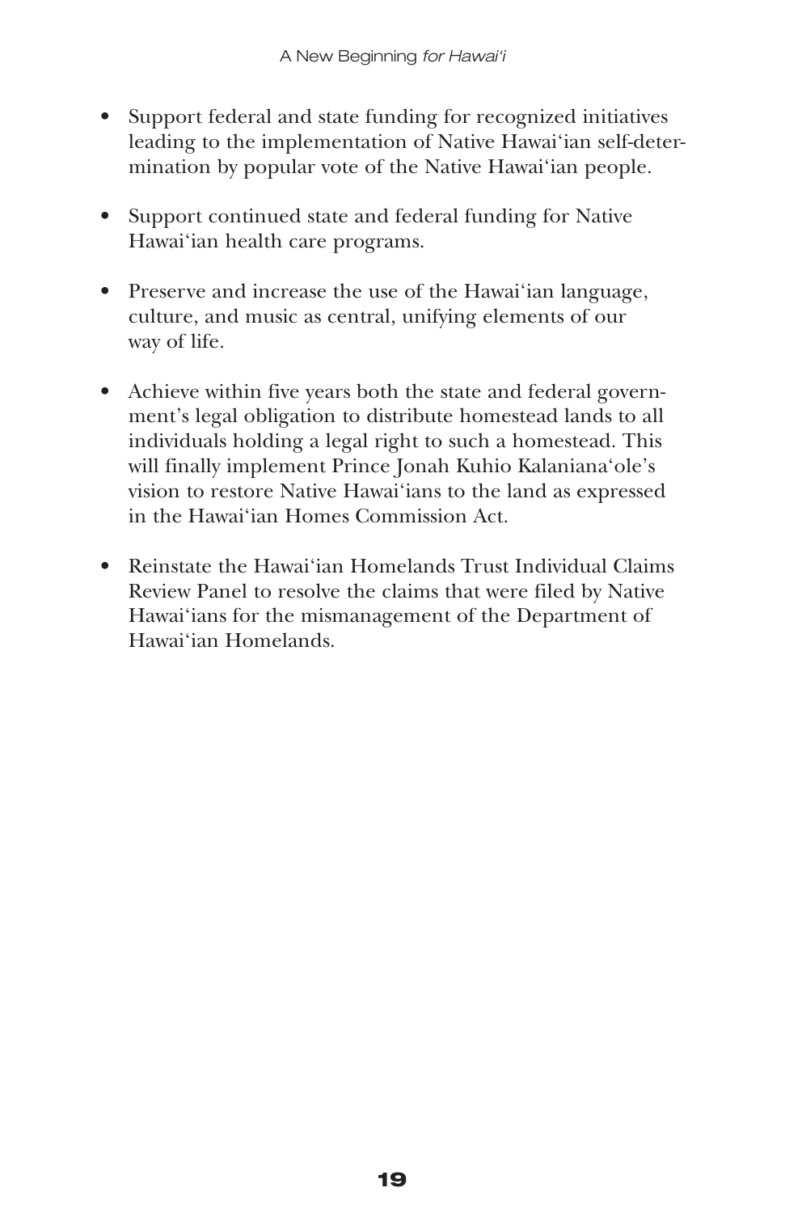- Support federal and state funding for recognized initiatives leading to the implementation of Native Hawai'ian self-determination by popular vote of the Native Hawai'ian people.

- Support continued state and federal funding for Native Hawai'ian health care programs.

- Preserve and increase the use of the Hawai'ian language, culture, and music as central, unifying elements of our way of life.

- Achieve within five years both the state and federal government's legal obligation to distribute homestead lands to all individuals holding a legal right to such a homestead. This will finally implement Prince Jonah Kuhio Kalaniana'ole's vision to restore Native Hawai'ians to the land as expressed in the Hawai'ian Homes Commission Act.

- Reinstate the Hawai'ian Homelands Trust Individual Claims Review Panel to resolve the claims that were filed by Native Hawai'ians for the mismanagement of the Department of Hawai'ian Homelands.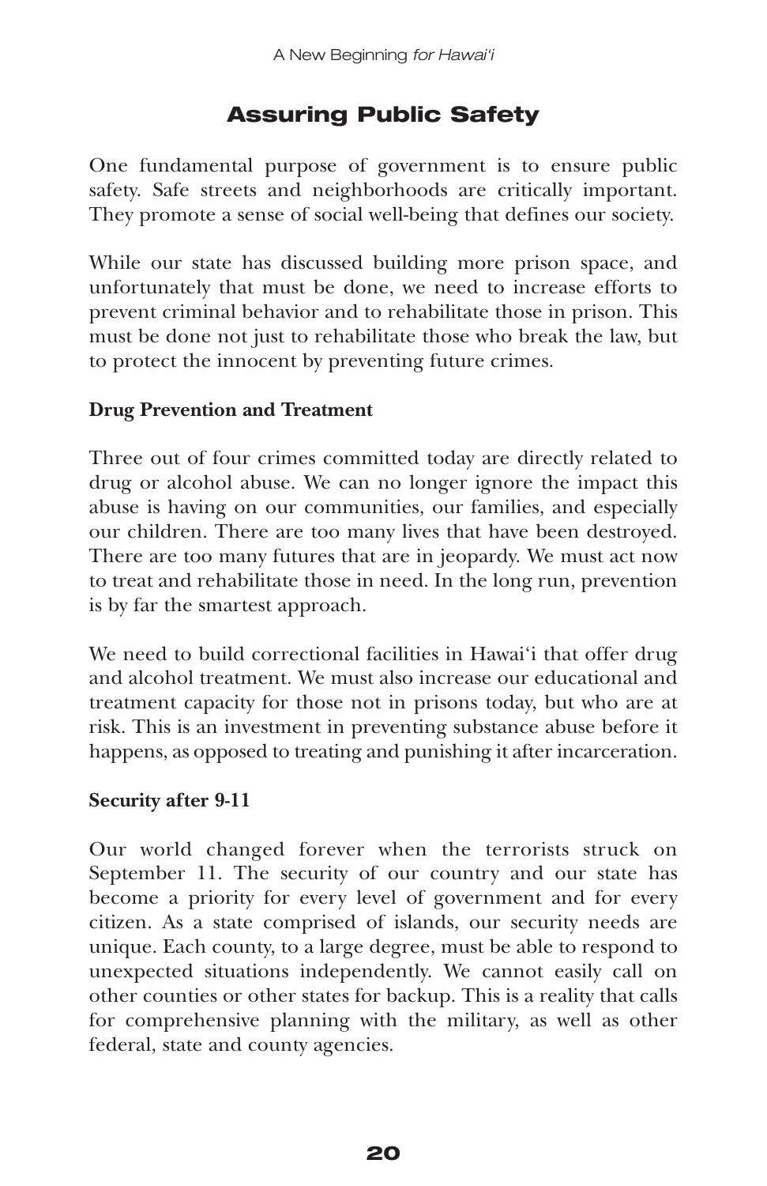## Assuring Public Safety

One fundamental purpose of government is to ensure public safety. Safe streets and neighborhoods are critically important. They promote a sense of social well-being that defines our society.

While our state has discussed building more prison space, and unfortunately that must be done, we need to increase efforts to prevent criminal behavior and to rehabilitate those in prison. This must be done not just to rehabilitate those who break the law, but to protect the innocent by preventing future crimes.

**Drug Prevention and Treatment**

Three out of four crimes committed today are directly related to drug or alcohol abuse. We can no longer ignore the impact this abuse is having on our communities, our families, and especially our children. There are too many lives that have been destroyed. There are too many futures that are in jeopardy. We must act now to treat and rehabilitate those in need. In the long run, prevention is by far the smartest approach.

We need to build correctional facilities in Hawai'i that offer drug and alcohol treatment. We must also increase our educational and treatment capacity for those not in prisons today, but who are at risk. This is an investment in preventing substance abuse before it happens, as opposed to treating and punishing it after incarceration.

**Security after 9-11**

Our world changed forever when the terrorists struck on September 11. The security of our country and our state has become a priority for every level of government and for every citizen. As a state comprised of islands, our security needs are unique. Each county, to a large degree, must be able to respond to unexpected situations independently. We cannot easily call on other counties or other states for backup. This is a reality that calls for comprehensive planning with the military, as well as other federal, state and county agencies.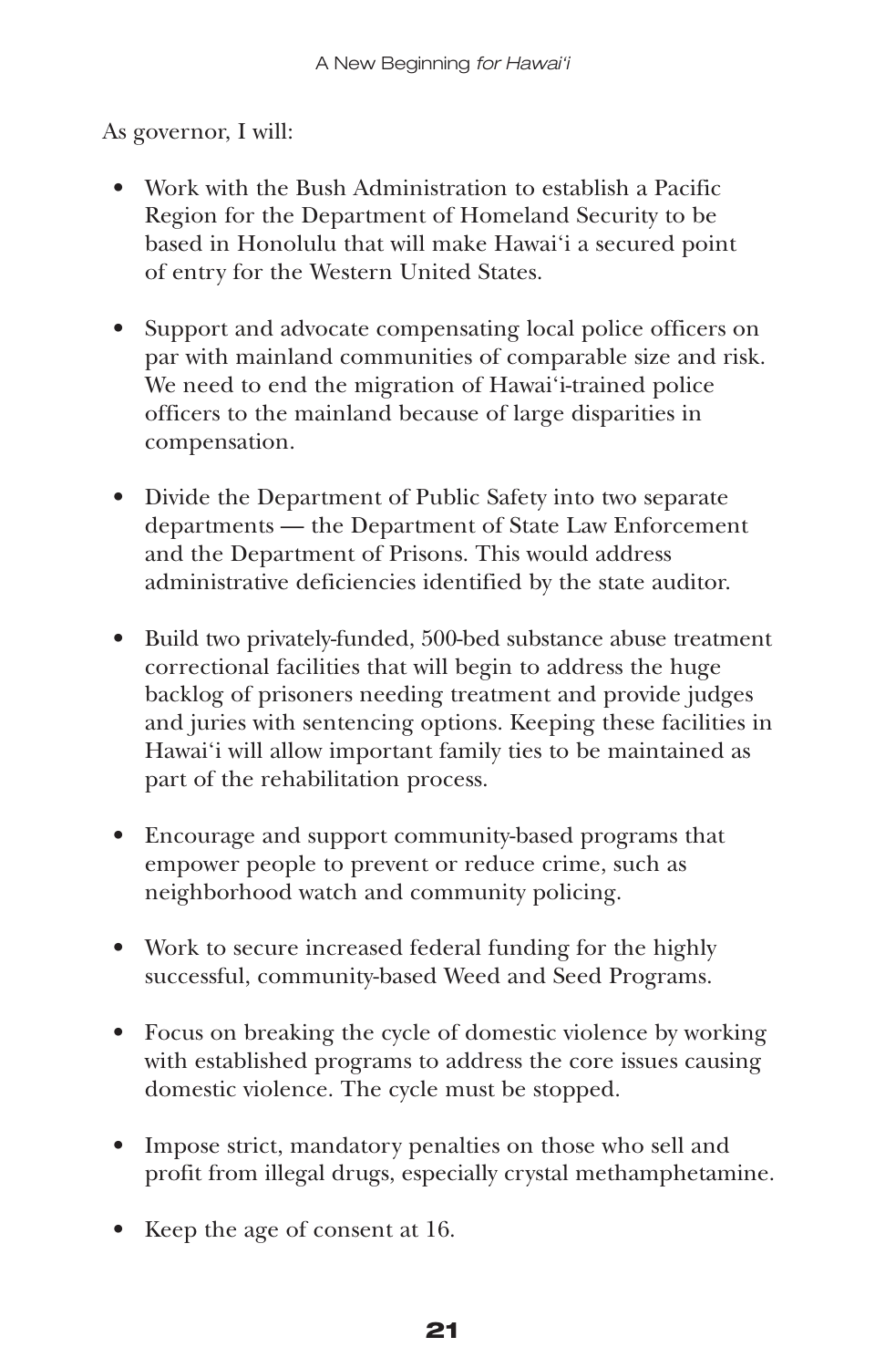As governor, I will:

- Work with the Bush Administration to establish a Pacific Region for the Department of Homeland Security to be based in Honolulu that will make Hawai‘i a secured point of entry for the Western United States.

- Support and advocate compensating local police officers on par with mainland communities of comparable size and risk. We need to end the migration of Hawai‘i-trained police officers to the mainland because of large disparities in compensation.

- Divide the Department of Public Safety into two separate departments — the Department of State Law Enforcement and the Department of Prisons. This would address administrative deficiencies identified by the state auditor.

- Build two privately-funded, 500-bed substance abuse treatment correctional facilities that will begin to address the huge backlog of prisoners needing treatment and provide judges and juries with sentencing options. Keeping these facilities in Hawai‘i will allow important family ties to be maintained as part of the rehabilitation process.

- Encourage and support community-based programs that empower people to prevent or reduce crime, such as neighborhood watch and community policing.

- Work to secure increased federal funding for the highly successful, community-based Weed and Seed Programs.

- Focus on breaking the cycle of domestic violence by working with established programs to address the core issues causing domestic violence. The cycle must be stopped.

- Impose strict, mandatory penalties on those who sell and profit from illegal drugs, especially crystal methamphetamine.

- Keep the age of consent at 16.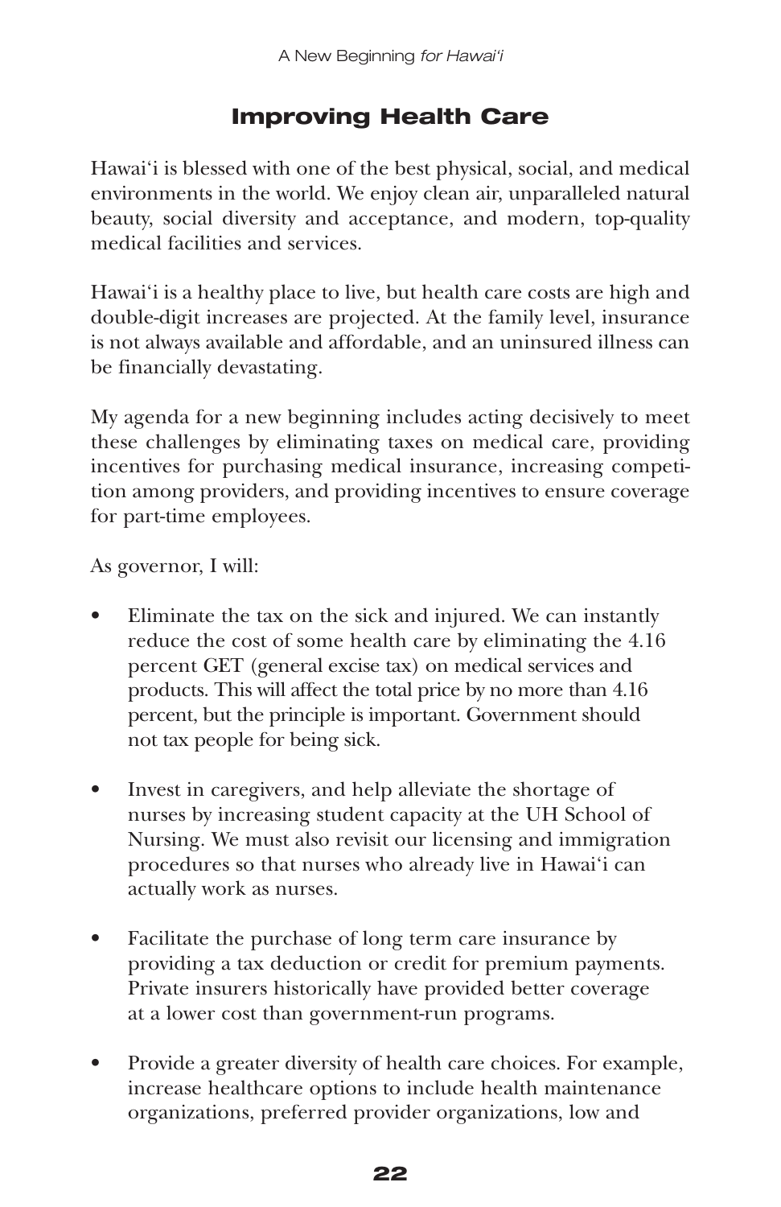## Improving Health Care

Hawai‘i is blessed with one of the best physical, social, and medical environments in the world. We enjoy clean air, unparalleled natural beauty, social diversity and acceptance, and modern, top-quality medical facilities and services.

Hawai‘i is a healthy place to live, but health care costs are high and double-digit increases are projected. At the family level, insurance is not always available and affordable, and an uninsured illness can be financially devastating.

My agenda for a new beginning includes acting decisively to meet these challenges by eliminating taxes on medical care, providing incentives for purchasing medical insurance, increasing competition among providers, and providing incentives to ensure coverage for part-time employees.

As governor, I will:

- Eliminate the tax on the sick and injured. We can instantly reduce the cost of some health care by eliminating the 4.16 percent GET (general excise tax) on medical services and products. This will affect the total price by no more than 4.16 percent, but the principle is important. Government should not tax people for being sick.

- Invest in caregivers, and help alleviate the shortage of nurses by increasing student capacity at the UH School of Nursing. We must also revisit our licensing and immigration procedures so that nurses who already live in Hawai‘i can actually work as nurses.

- Facilitate the purchase of long term care insurance by providing a tax deduction or credit for premium payments. Private insurers historically have provided better coverage at a lower cost than government-run programs.

- Provide a greater diversity of health care choices. For example, increase healthcare options to include health maintenance organizations, preferred provider organizations, low and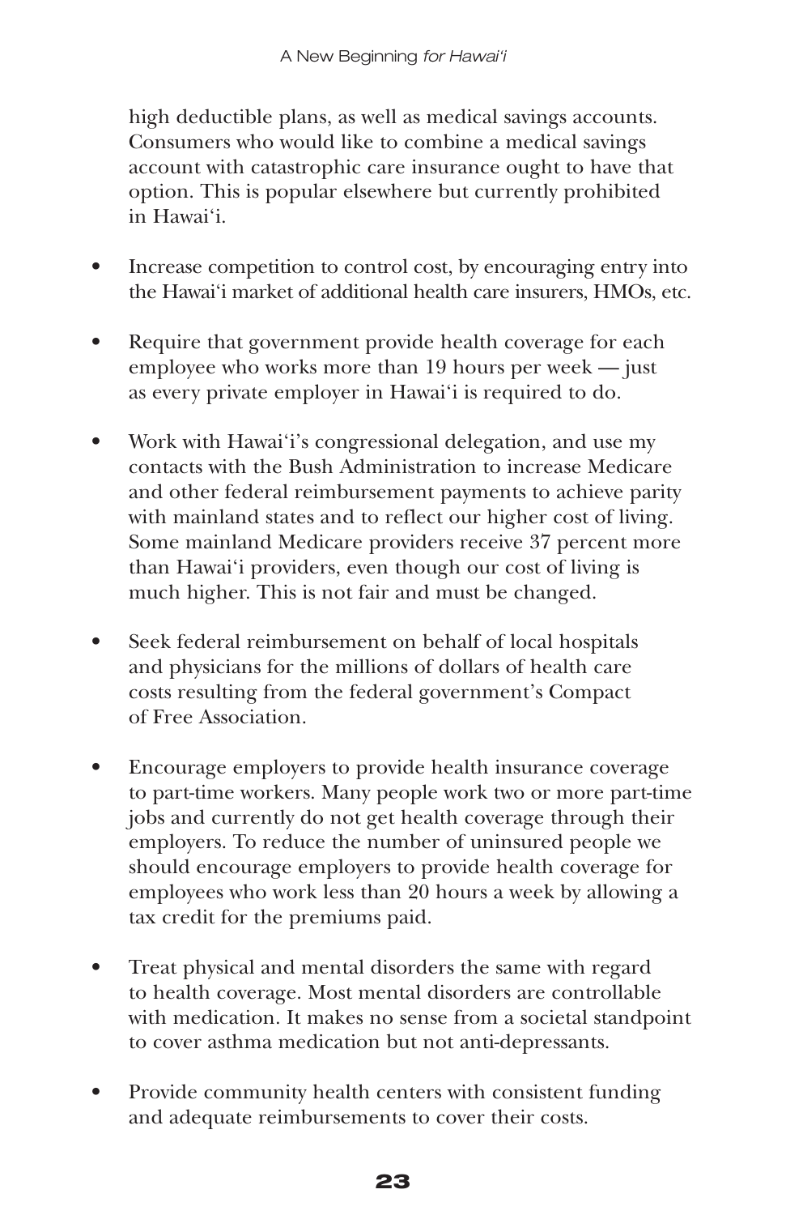high deductible plans, as well as medical savings accounts. Consumers who would like to combine a medical savings account with catastrophic care insurance ought to have that option. This is popular elsewhere but currently prohibited in Hawai‘i.

- Increase competition to control cost, by encouraging entry into the Hawai‘i market of additional health care insurers, HMOs, etc.

- Require that government provide health coverage for each employee who works more than 19 hours per week — just as every private employer in Hawai‘i is required to do.

- Work with Hawai‘i’s congressional delegation, and use my contacts with the Bush Administration to increase Medicare and other federal reimbursement payments to achieve parity with mainland states and to reflect our higher cost of living. Some mainland Medicare providers receive 37 percent more than Hawai‘i providers, even though our cost of living is much higher. This is not fair and must be changed.

- Seek federal reimbursement on behalf of local hospitals and physicians for the millions of dollars of health care costs resulting from the federal government’s Compact of Free Association.

- Encourage employers to provide health insurance coverage to part-time workers. Many people work two or more part-time jobs and currently do not get health coverage through their employers. To reduce the number of uninsured people we should encourage employers to provide health coverage for employees who work less than 20 hours a week by allowing a tax credit for the premiums paid.

- Treat physical and mental disorders the same with regard to health coverage. Most mental disorders are controllable with medication. It makes no sense from a societal standpoint to cover asthma medication but not anti-depressants.

- Provide community health centers with consistent funding and adequate reimbursements to cover their costs.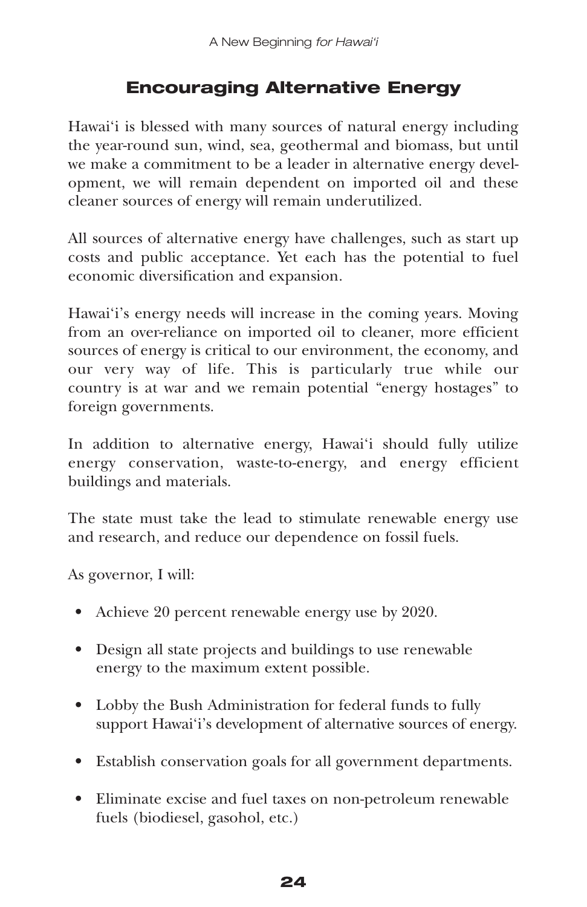## Encouraging Alternative Energy

Hawai‘i is blessed with many sources of natural energy including the year-round sun, wind, sea, geothermal and biomass, but until we make a commitment to be a leader in alternative energy development, we will remain dependent on imported oil and these cleaner sources of energy will remain underutilized.

All sources of alternative energy have challenges, such as start up costs and public acceptance. Yet each has the potential to fuel economic diversification and expansion.

Hawai‘i's energy needs will increase in the coming years. Moving from an over-reliance on imported oil to cleaner, more efficient sources of energy is critical to our environment, the economy, and our very way of life. This is particularly true while our country is at war and we remain potential "energy hostages" to foreign governments.

In addition to alternative energy, Hawai‘i should fully utilize energy conservation, waste-to-energy, and energy efficient buildings and materials.

The state must take the lead to stimulate renewable energy use and research, and reduce our dependence on fossil fuels.

As governor, I will:

- Achieve 20 percent renewable energy use by 2020.
- Design all state projects and buildings to use renewable energy to the maximum extent possible.
- Lobby the Bush Administration for federal funds to fully support Hawai‘i's development of alternative sources of energy.
- Establish conservation goals for all government departments.
- Eliminate excise and fuel taxes on non-petroleum renewable fuels (biodiesel, gasohol, etc.)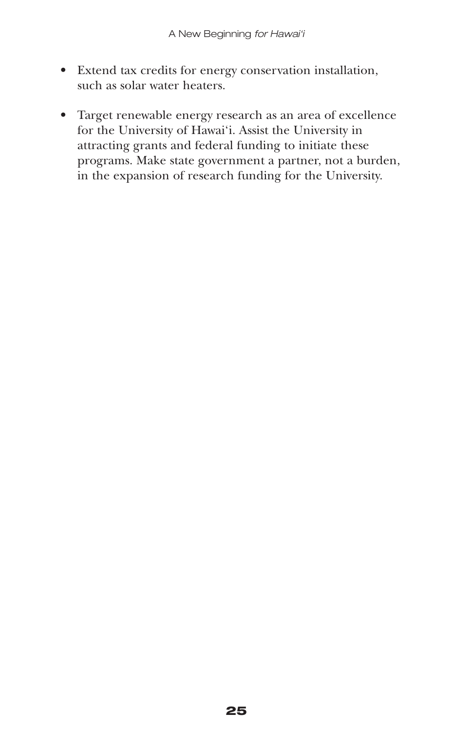- Extend tax credits for energy conservation installation, such as solar water heaters.

- Target renewable energy research as an area of excellence for the University of Hawai'i. Assist the University in attracting grants and federal funding to initiate these programs. Make state government a partner, not a burden, in the expansion of research funding for the University.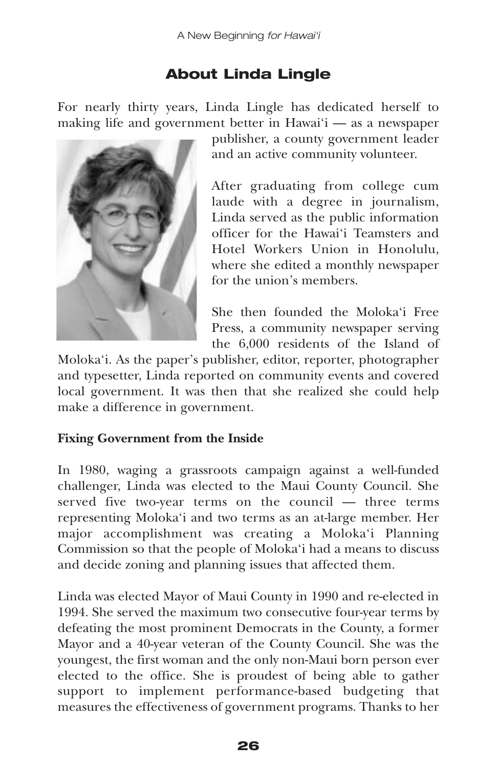## About Linda Lingle

For nearly thirty years, Linda Lingle has dedicated herself to making life and government better in Hawai'i — as a newspaper publisher, a county government leader and an active community volunteer.

After graduating from college cum laude with a degree in journalism, Linda served as the public information officer for the Hawai'i Teamsters and Hotel Workers Union in Honolulu, where she edited a monthly newspaper for the union's members.

She then founded the Moloka'i Free Press, a community newspaper serving the 6,000 residents of the Island of Moloka'i. As the paper's publisher, editor, reporter, photographer and typesetter, Linda reported on community events and covered local government. It was then that she realized she could help make a difference in government.

**Fixing Government from the Inside**

In 1980, waging a grassroots campaign against a well-funded challenger, Linda was elected to the Maui County Council. She served five two-year terms on the council — three terms representing Moloka'i and two terms as an at-large member. Her major accomplishment was creating a Moloka'i Planning Commission so that the people of Moloka'i had a means to discuss and decide zoning and planning issues that affected them.

Linda was elected Mayor of Maui County in 1990 and re-elected in 1994. She served the maximum two consecutive four-year terms by defeating the most prominent Democrats in the County, a former Mayor and a 40-year veteran of the County Council. She was the youngest, the first woman and the only non-Maui born person ever elected to the office. She is proudest of being able to gather support to implement performance-based budgeting that measures the effectiveness of government programs. Thanks to her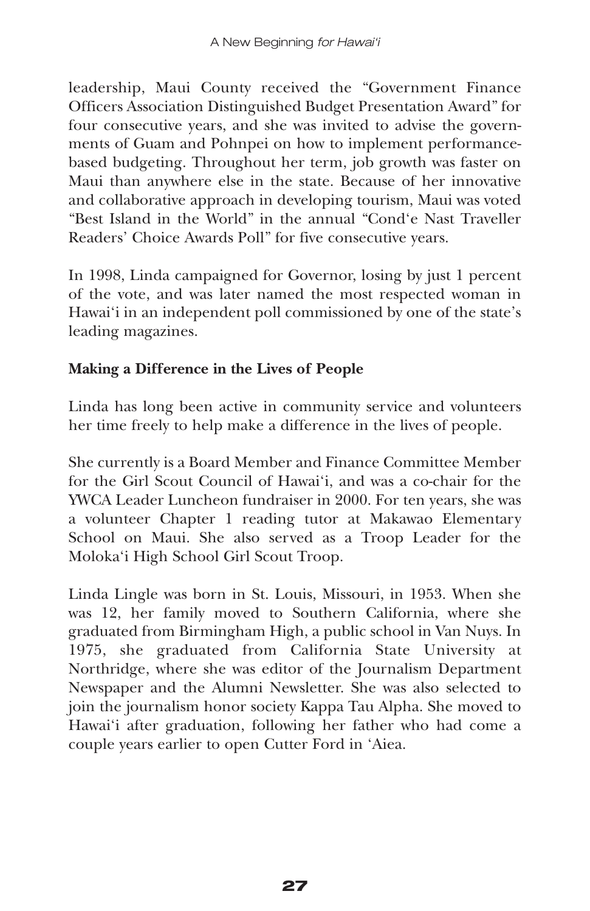leadership, Maui County received the "Government Finance Officers Association Distinguished Budget Presentation Award" for four consecutive years, and she was invited to advise the governments of Guam and Pohnpei on how to implement performance-based budgeting. Throughout her term, job growth was faster on Maui than anywhere else in the state. Because of her innovative and collaborative approach in developing tourism, Maui was voted "Best Island in the World" in the annual "Cond'e Nast Traveller Readers' Choice Awards Poll" for five consecutive years.

In 1998, Linda campaigned for Governor, losing by just 1 percent of the vote, and was later named the most respected woman in Hawai'i in an independent poll commissioned by one of the state's leading magazines.

**Making a Difference in the Lives of People**

Linda has long been active in community service and volunteers her time freely to help make a difference in the lives of people.

She currently is a Board Member and Finance Committee Member for the Girl Scout Council of Hawai'i, and was a co-chair for the YWCA Leader Luncheon fundraiser in 2000. For ten years, she was a volunteer Chapter 1 reading tutor at Makawao Elementary School on Maui. She also served as a Troop Leader for the Moloka'i High School Girl Scout Troop.

Linda Lingle was born in St. Louis, Missouri, in 1953. When she was 12, her family moved to Southern California, where she graduated from Birmingham High, a public school in Van Nuys. In 1975, she graduated from California State University at Northridge, where she was editor of the Journalism Department Newspaper and the Alumni Newsletter. She was also selected to join the journalism honor society Kappa Tau Alpha. She moved to Hawai'i after graduation, following her father who had come a couple years earlier to open Cutter Ford in 'Aiea.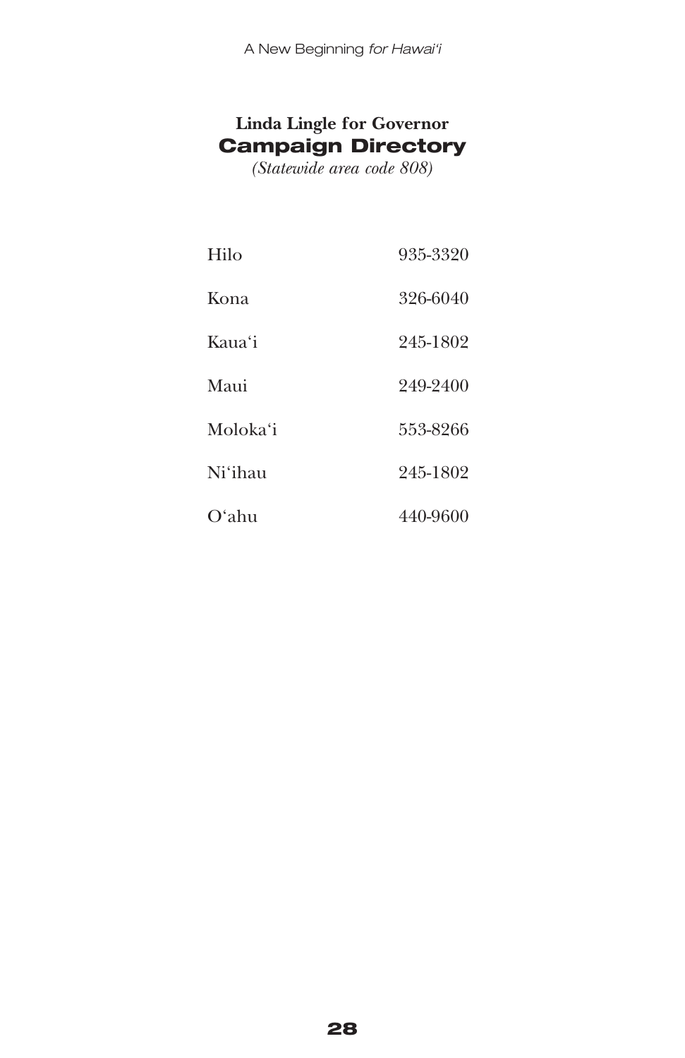**Linda Lingle for Governor**

## Campaign Directory

*(Statewide area code 808)*

| | |
|---|---|
| Hilo | 935-3320 |
| Kona | 326-6040 |
| Kaua'i | 245-1802 |
| Maui | 249-2400 |
| Moloka'i | 553-8266 |
| Ni'ihau | 245-1802 |
| O'ahu | 440-9600 |